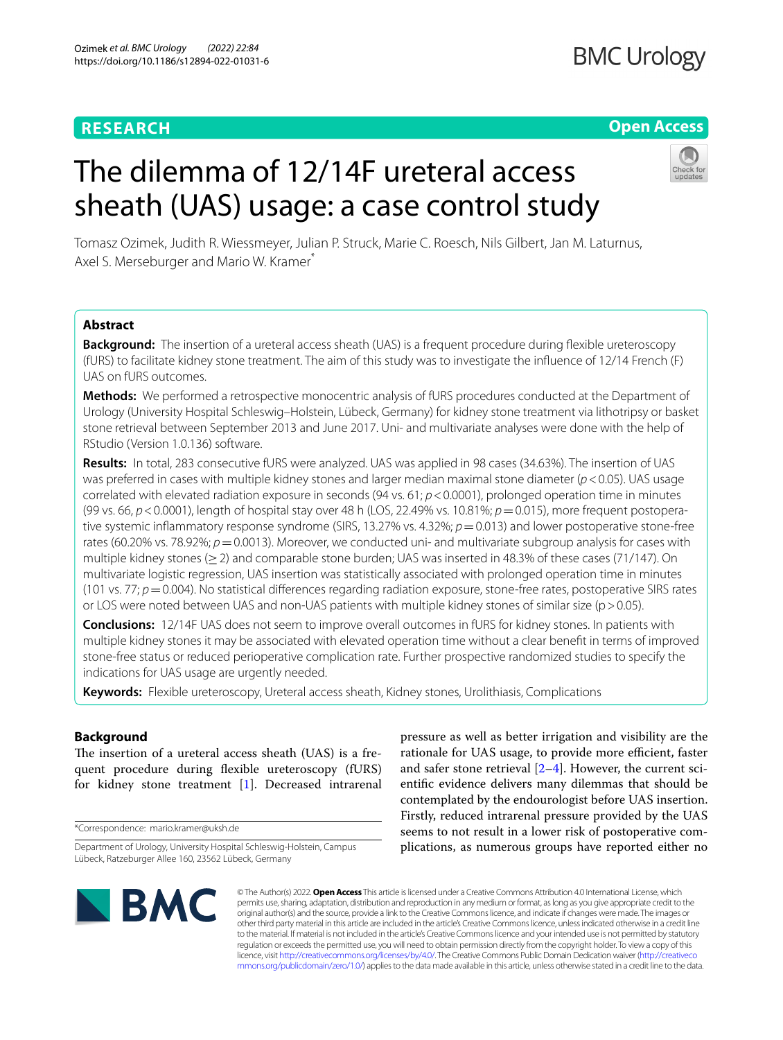RESEARCH

Open Access

# The dilemma of 12/14F ureteral access sheath (UAS) usage: a case control study

Tomasz Ozimek, Judith R. Wiessmeyer, Julian P. Struck, Marie C. Roesch, Nils Gilbert, Jan M. Laturnus, Axel S. Merseburger and Mario W. Kramer*

## Abstract

**Background:** The insertion of a ureteral access sheath (UAS) is a frequent procedure during flexible ureteroscopy (fURS) to facilitate kidney stone treatment. The aim of this study was to investigate the influence of 12/14 French (F) UAS on fURS outcomes.

**Methods:** We performed a retrospective monocentric analysis of fURS procedures conducted at the Department of Urology (University Hospital Schleswig–Holstein, Lübeck, Germany) for kidney stone treatment via lithotripsy or basket stone retrieval between September 2013 and June 2017. Uni- and multivariate analyses were done with the help of RStudio (Version 1.0.136) software.

**Results:** In total, 283 consecutive fURS were analyzed. UAS was applied in 98 cases (34.63%). The insertion of UAS was preferred in cases with multiple kidney stones and larger median maximal stone diameter ($p<0.05$). UAS usage correlated with elevated radiation exposure in seconds (94 vs. 61; $p<0.0001$), prolonged operation time in minutes (99 vs. 66, $p<0.0001$), length of hospital stay over 48 h (LOS, 22.49% vs. 10.81%; $p=0.015$), more frequent postoperative systemic inflammatory response syndrome (SIRS, 13.27% vs. 4.32%; $p=0.013$) and lower postoperative stone-free rates (60.20% vs. 78.92%; $p=0.0013$). Moreover, we conducted uni- and multivariate subgroup analysis for cases with multiple kidney stones ($\geq 2$) and comparable stone burden; UAS was inserted in 48.3% of these cases (71/147). On multivariate logistic regression, UAS insertion was statistically associated with prolonged operation time in minutes (101 vs. 77; $p=0.004$). No statistical differences regarding radiation exposure, stone-free rates, postoperative SIRS rates or LOS were noted between UAS and non-UAS patients with multiple kidney stones of similar size ($p>0.05$).

**Conclusions:** 12/14F UAS does not seem to improve overall outcomes in fURS for kidney stones. In patients with multiple kidney stones it may be associated with elevated operation time without a clear benefit in terms of improved stone-free status or reduced perioperative complication rate. Further prospective randomized studies to specify the indications for UAS usage are urgently needed.

**Keywords:** Flexible ureteroscopy, Ureteral access sheath, Kidney stones, Urolithiasis, Complications

## Background

The insertion of a ureteral access sheath (UAS) is a frequent procedure during flexible ureteroscopy (fURS) for kidney stone treatment [1]. Decreased intrarenal pressure as well as better irrigation and visibility are the rationale for UAS usage, to provide more efficient, faster and safer stone retrieval [2–4]. However, the current scientific evidence delivers many dilemmas that should be contemplated by the endourologist before UAS insertion. Firstly, reduced intrarenal pressure provided by the UAS seems to not result in a lower risk of postoperative complications, as numerous groups have reported either no

*Correspondence: mario.kramer@uksh.de

Department of Urology, University Hospital Schleswig-Holstein, Campus Lübeck, Ratzeburger Allee 160, 23562 Lübeck, Germany

© The Author(s) 2022. **Open Access** This article is licensed under a Creative Commons Attribution 4.0 International License, which permits use, sharing, adaptation, distribution and reproduction in any medium or format, as long as you give appropriate credit to the original author(s) and the source, provide a link to the Creative Commons licence, and indicate if changes were made. The images or other third party material in this article are included in the article's Creative Commons licence, unless indicated otherwise in a credit line to the material. If material is not included in the article's Creative Commons licence and your intended use is not permitted by statutory regulation or exceeds the permitted use, you will need to obtain permission directly from the copyright holder. To view a copy of this licence, visit http://creativecommons.org/licenses/by/4.0/. The Creative Commons Public Domain Dedication waiver (http://creativecommons.org/publicdomain/zero/1.0/) applies to the data made available in this article, unless otherwise stated in a credit line to the data.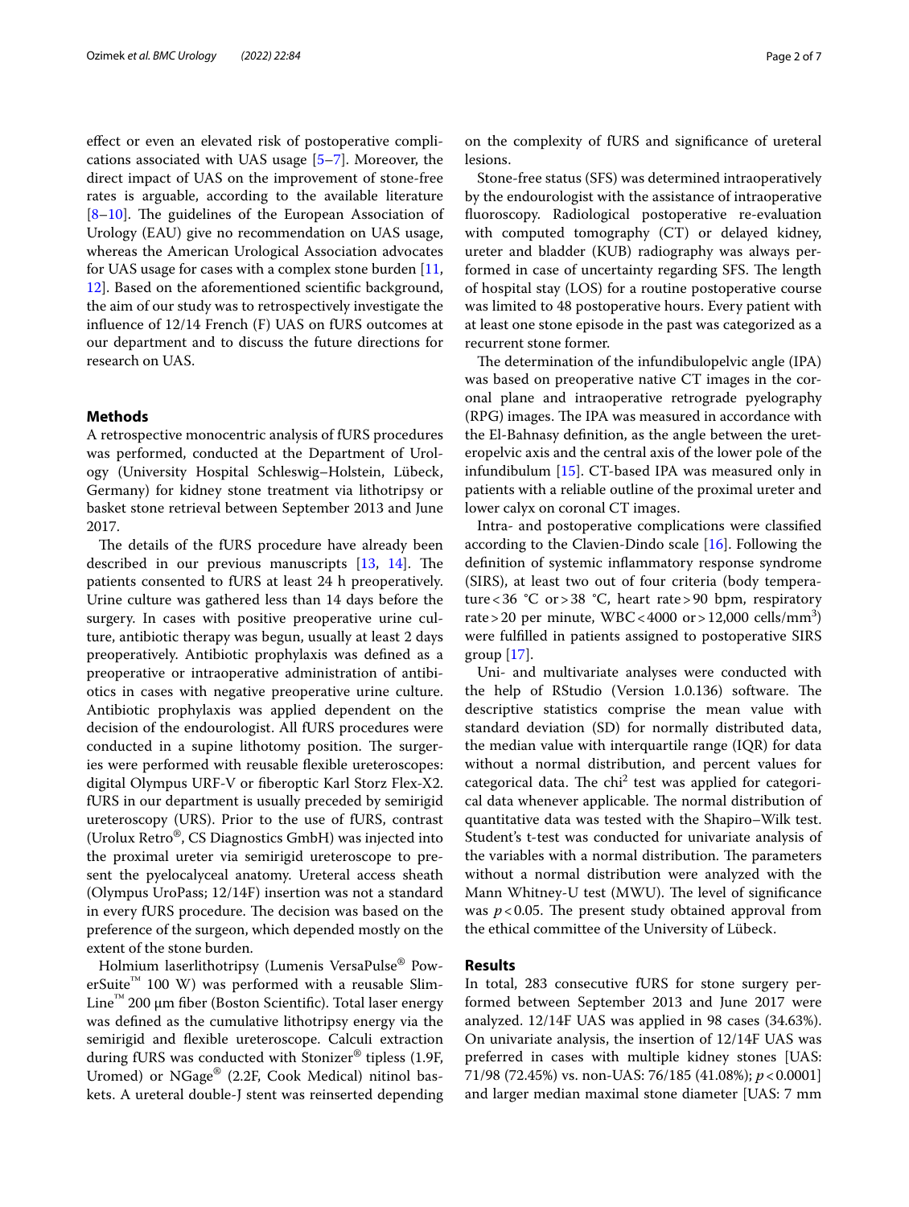effect or even an elevated risk of postoperative complications associated with UAS usage [5–7]. Moreover, the direct impact of UAS on the improvement of stone-free rates is arguable, according to the available literature [8–10]. The guidelines of the European Association of Urology (EAU) give no recommendation on UAS usage, whereas the American Urological Association advocates for UAS usage for cases with a complex stone burden [11, 12]. Based on the aforementioned scientific background, the aim of our study was to retrospectively investigate the influence of 12/14 French (F) UAS on fURS outcomes at our department and to discuss the future directions for research on UAS.

## Methods

A retrospective monocentric analysis of fURS procedures was performed, conducted at the Department of Urology (University Hospital Schleswig–Holstein, Lübeck, Germany) for kidney stone treatment via lithotripsy or basket stone retrieval between September 2013 and June 2017.

The details of the fURS procedure have already been described in our previous manuscripts [13, 14]. The patients consented to fURS at least 24 h preoperatively. Urine culture was gathered less than 14 days before the surgery. In cases with positive preoperative urine culture, antibiotic therapy was begun, usually at least 2 days preoperatively. Antibiotic prophylaxis was defined as a preoperative or intraoperative administration of antibiotics in cases with negative preoperative urine culture. Antibiotic prophylaxis was applied dependent on the decision of the endourologist. All fURS procedures were conducted in a supine lithotomy position. The surgeries were performed with reusable flexible ureteroscopes: digital Olympus URF-V or fiberoptic Karl Storz Flex-X2. fURS in our department is usually preceded by semirigid ureteroscopy (URS). Prior to the use of fURS, contrast (Urolux Retro®, CS Diagnostics GmbH) was injected into the proximal ureter via semirigid ureteroscope to present the pyelocalyceal anatomy. Ureteral access sheath (Olympus UroPass; 12/14F) insertion was not a standard in every fURS procedure. The decision was based on the preference of the surgeon, which depended mostly on the extent of the stone burden.

Holmium laserlithotripsy (Lumenis VersaPulse® PowerSuite™ 100 W) was performed with a reusable SlimLine™ 200 µm fiber (Boston Scientific). Total laser energy was defined as the cumulative lithotripsy energy via the semirigid and flexible ureteroscope. Calculi extraction during fURS was conducted with Stonizer® tipless (1.9F, Uromed) or NGage® (2.2F, Cook Medical) nitinol baskets. A ureteral double-J stent was reinserted depending on the complexity of fURS and significance of ureteral lesions.

Stone-free status (SFS) was determined intraoperatively by the endourologist with the assistance of intraoperative fluoroscopy. Radiological postoperative re-evaluation with computed tomography (CT) or delayed kidney, ureter and bladder (KUB) radiography was always performed in case of uncertainty regarding SFS. The length of hospital stay (LOS) for a routine postoperative course was limited to 48 postoperative hours. Every patient with at least one stone episode in the past was categorized as a recurrent stone former.

The determination of the infundibulopelvic angle (IPA) was based on preoperative native CT images in the coronal plane and intraoperative retrograde pyelography (RPG) images. The IPA was measured in accordance with the El-Bahnasy definition, as the angle between the ureteropelvic axis and the central axis of the lower pole of the infundibulum [15]. CT-based IPA was measured only in patients with a reliable outline of the proximal ureter and lower calyx on coronal CT images.

Intra- and postoperative complications were classified according to the Clavien-Dindo scale [16]. Following the definition of systemic inflammatory response syndrome (SIRS), at least two out of four criteria (body temperature < 36 °C or > 38 °C, heart rate > 90 bpm, respiratory rate > 20 per minute, WBC < 4000 or > 12,000 cells/$mm^3$) were fulfilled in patients assigned to postoperative SIRS group [17].

Uni- and multivariate analyses were conducted with the help of RStudio (Version 1.0.136) software. The descriptive statistics comprise the mean value with standard deviation (SD) for normally distributed data, the median value with interquartile range (IQR) for data without a normal distribution, and percent values for categorical data. The $chi^2$ test was applied for categorical data whenever applicable. The normal distribution of quantitative data was tested with the Shapiro–Wilk test. Student's t-test was conducted for univariate analysis of the variables with a normal distribution. The parameters without a normal distribution were analyzed with the Mann Whitney-U test (MWU). The level of significance was $p < 0.05$. The present study obtained approval from the ethical committee of the University of Lübeck.

## Results

In total, 283 consecutive fURS for stone surgery performed between September 2013 and June 2017 were analyzed. 12/14F UAS was applied in 98 cases (34.63%). On univariate analysis, the insertion of 12/14F UAS was preferred in cases with multiple kidney stones [UAS: 71/98 (72.45%) vs. non-UAS: 76/185 (41.08%); $p < 0.0001$] and larger median maximal stone diameter [UAS: 7 mm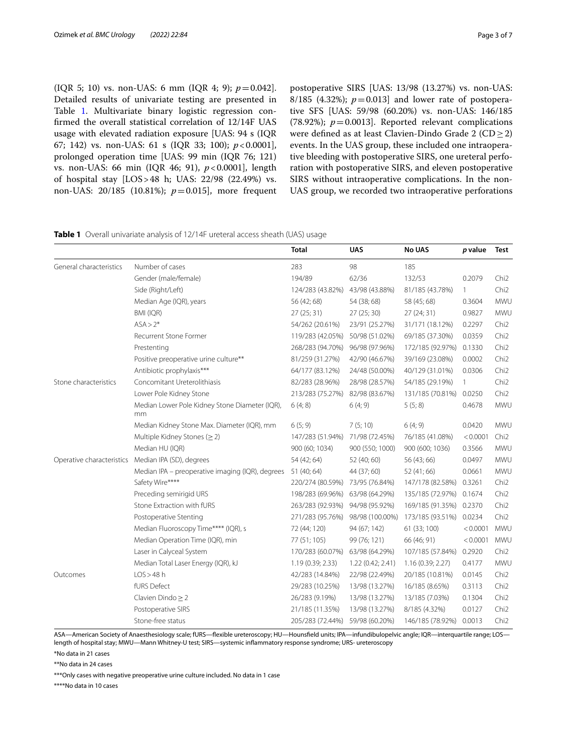(IQR 5; 10) vs. non-UAS: 6 mm (IQR 4; 9); $p=0.042$]. Detailed results of univariate testing are presented in Table 1. Multivariate binary logistic regression confirmed the overall statistical correlation of 12/14F UAS usage with elevated radiation exposure [UAS: 94 s (IQR 67; 142) vs. non-UAS: 61 s (IQR 33; 100); $p<0.0001$], prolonged operation time [UAS: 99 min (IQR 76; 121) vs. non-UAS: 66 min (IQR 46; 91), $p<0.0001$], length of hospital stay [LOS > 48 h; UAS: 22/98 (22.49%) vs. non-UAS: 20/185 (10.81%); $p=0.015$], more frequent postoperative SIRS [UAS: 13/98 (13.27%) vs. non-UAS: 8/185 (4.32%); $p=0.013$] and lower rate of postoperative SFS [UAS: 59/98 (60.20%) vs. non-UAS: 146/185 (78.92%); $p=0.0013$]. Reported relevant complications were defined as at least Clavien-Dindo Grade 2 (CD $\geq$ 2) events. In the UAS group, these included one intraoperative bleeding with postoperative SIRS, one ureteral perforation with postoperative SIRS, and eleven postoperative SIRS without intraoperative complications. In the non-UAS group, we recorded two intraoperative perforations

**Table 1** Overall univariate analysis of 12/14F ureteral access sheath (UAS) usage

| | | Total | UAS | No UAS | p value | Test |
|---|---|---|---|---|---|---|
| General characteristics | Number of cases | 283 | 98 | 185 | | |
| | Gender (male/female) | 194/89 | 62/36 | 132/53 | 0.2079 | Chi2 |
| | Side (Right/Left) | 124/283 (43.82%) | 43/98 (43.88%) | 81/185 (43.78%) | 1 | Chi2 |
| | Median Age (IQR), years | 56 (42; 68) | 54 (38; 68) | 58 (45; 68) | 0.3604 | MWU |
| | BMI (IQR) | 27 (25; 31) | 27 (25; 30) | 27 (24; 31) | 0.9827 | MWU |
| | ASA > 2* | 54/262 (20.61%) | 23/91 (25.27%) | 31/171 (18.12%) | 0.2297 | Chi2 |
| | Recurrent Stone Former | 119/283 (42.05%) | 50/98 (51.02%) | 69/185 (37.30%) | 0.0359 | Chi2 |
| | Prestenting | 268/283 (94.70%) | 96/98 (97.96%) | 172/185 (92.97%) | 0.1330 | Chi2 |
| | Positive preoperative urine culture** | 81/259 (31.27%) | 42/90 (46.67%) | 39/169 (23.08%) | 0.0002 | Chi2 |
| | Antibiotic prophylaxis*** | 64/177 (83.12%) | 24/48 (50.00%) | 40/129 (31.01%) | 0.0306 | Chi2 |
| Stone characteristics | Concomitant Ureterolithiasis | 82/283 (28.96%) | 28/98 (28.57%) | 54/185 (29.19%) | 1 | Chi2 |
| | Lower Pole Kidney Stone | 213/283 (75.27%) | 82/98 (83.67%) | 131/185 (70.81%) | 0.0250 | Chi2 |
| | Median Lower Pole Kidney Stone Diameter (IQR), mm | 6 (4; 8) | 6 (4; 9) | 5 (5; 8) | 0.4678 | MWU |
| | Median Kidney Stone Max. Diameter (IQR), mm | 6 (5; 9) | 7 (5; 10) | 6 (4; 9) | 0.0420 | MWU |
| | Multiple Kidney Stones (≥ 2) | 147/283 (51.94%) | 71/98 (72.45%) | 76/185 (41.08%) | < 0.0001 | Chi2 |
| | Median HU (IQR) | 900 (60; 1034) | 900 (550; 1000) | 900 (600; 1036) | 0.3566 | MWU |
| Operative characteristics | Median IPA (SD), degrees | 54 (42; 64) | 52 (40; 60) | 56 (43; 66) | 0.0497 | MWU |
| | Median IPA – preoperative imaging (IQR), degrees | 51 (40; 64) | 44 (37; 60) | 52 (41; 66) | 0.0661 | MWU |
| | Safety Wire**** | 220/274 (80.59%) | 73/95 (76.84%) | 147/178 (82.58%) | 0.3261 | Chi2 |
| | Preceding semirigid URS | 198/283 (69.96%) | 63/98 (64.29%) | 135/185 (72.97%) | 0.1674 | Chi2 |
| | Stone Extraction with fURS | 263/283 (92.93%) | 94/98 (95.92%) | 169/185 (91.35%) | 0.2370 | Chi2 |
| | Postoperative Stenting | 271/283 (95.76%) | 98/98 (100.00%) | 173/185 (93.51%) | 0.0234 | Chi2 |
| | Median Fluoroscopy Time**** (IQR), s | 72 (44; 120) | 94 (67; 142) | 61 (33; 100) | < 0.0001 | MWU |
| | Median Operation Time (IQR), min | 77 (51; 105) | 99 (76; 121) | 66 (46; 91) | < 0.0001 | MWU |
| | Laser in Calyceal System | 170/283 (60.07%) | 63/98 (64.29%) | 107/185 (57.84%) | 0.2920 | Chi2 |
| | Median Total Laser Energy (IQR), kJ | 1.19 (0.39; 2.33) | 1.22 (0.42; 2.41) | 1.16 (0.39; 2.27) | 0.4177 | MWU |
| Outcomes | LOS > 48 h | 42/283 (14.84%) | 22/98 (22.49%) | 20/185 (10.81%) | 0.0145 | Chi2 |
| | fURS Defect | 29/283 (10.25%) | 13/98 (13.27%) | 16/185 (8.65%) | 0.3113 | Chi2 |
| | Clavien Dindo ≥ 2 | 26/283 (9.19%) | 13/98 (13.27%) | 13/185 (7.03%) | 0.1304 | Chi2 |
| | Postoperative SIRS | 21/185 (11.35%) | 13/98 (13.27%) | 8/185 (4.32%) | 0.0127 | Chi2 |
| | Stone-free status | 205/283 (72.44%) | 59/98 (60.20%) | 146/185 (78.92%) | 0.0013 | Chi2 |

ASA—American Society of Anaesthesiology scale; fURS—flexible ureteroscopy; HU—Hounsfield units; IPA—infundibulopelvic angle; IQR—interquartile range; LOS—length of hospital stay; MWU—Mann Whitney-U test; SIRS—systemic inflammatory response syndrome; URS- ureteroscopy

*No data in 21 cases

**No data in 24 cases

***Only cases with negative preoperative urine culture included. No data in 1 case

****No data in 10 cases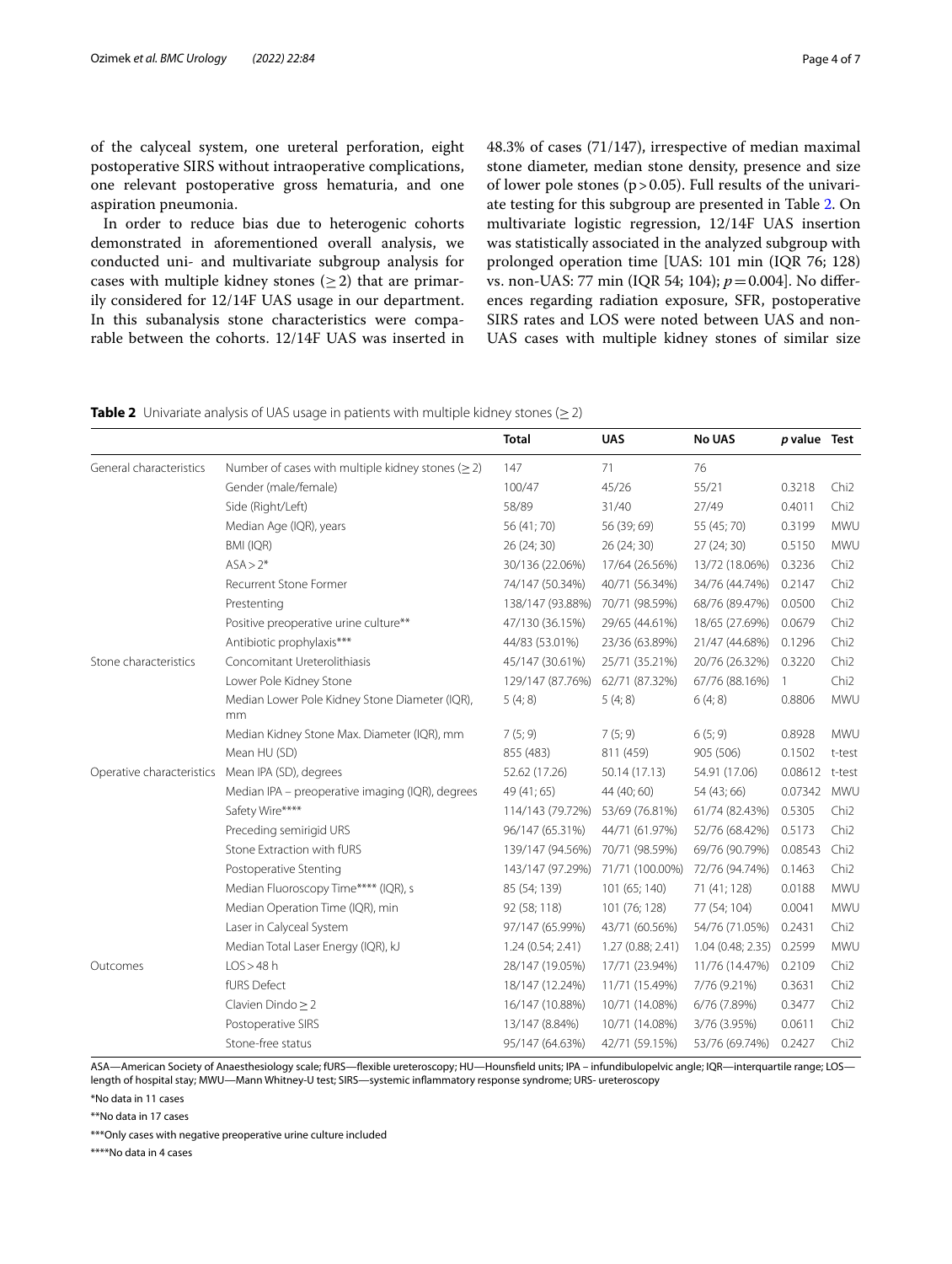of the calyceal system, one ureteral perforation, eight postoperative SIRS without intraoperative complications, one relevant postoperative gross hematuria, and one aspiration pneumonia.

In order to reduce bias due to heterogenic cohorts demonstrated in aforementioned overall analysis, we conducted uni- and multivariate subgroup analysis for cases with multiple kidney stones (≥ 2) that are primarily considered for 12/14F UAS usage in our department. In this subanalysis stone characteristics were comparable between the cohorts. 12/14F UAS was inserted in 48.3% of cases (71/147), irrespective of median maximal stone diameter, median stone density, presence and size of lower pole stones ($p > 0.05$). Full results of the univariate testing for this subgroup are presented in Table 2. On multivariate logistic regression, 12/14F UAS insertion was statistically associated in the analyzed subgroup with prolonged operation time [UAS: 101 min (IQR 76; 128) vs. non-UAS: 77 min (IQR 54; 104); $p = 0.004$]. No differences regarding radiation exposure, SFR, postoperative SIRS rates and LOS were noted between UAS and non-UAS cases with multiple kidney stones of similar size

**Table 2** Univariate analysis of UAS usage in patients with multiple kidney stones (≥ 2)

| | | Total | UAS | No UAS | p value | Test |
|---|---|---|---|---|---|---|
| General characteristics | Number of cases with multiple kidney stones (≥ 2) | 147 | 71 | 76 | | |
| | Gender (male/female) | 100/47 | 45/26 | 55/21 | 0.3218 | Chi2 |
| | Side (Right/Left) | 58/89 | 31/40 | 27/49 | 0.4011 | Chi2 |
| | Median Age (IQR), years | 56 (41; 70) | 56 (39; 69) | 55 (45; 70) | 0.3199 | MWU |
| | BMI (IQR) | 26 (24; 30) | 26 (24; 30) | 27 (24; 30) | 0.5150 | MWU |
| | ASA > 2* | 30/136 (22.06%) | 17/64 (26.56%) | 13/72 (18.06%) | 0.3236 | Chi2 |
| | Recurrent Stone Former | 74/147 (50.34%) | 40/71 (56.34%) | 34/76 (44.74%) | 0.2147 | Chi2 |
| | Prestenting | 138/147 (93.88%) | 70/71 (98.59%) | 68/76 (89.47%) | 0.0500 | Chi2 |
| | Positive preoperative urine culture** | 47/130 (36.15%) | 29/65 (44.61%) | 18/65 (27.69%) | 0.0679 | Chi2 |
| | Antibiotic prophylaxis*** | 44/83 (53.01%) | 23/36 (63.89%) | 21/47 (44.68%) | 0.1296 | Chi2 |
| Stone characteristics | Concomitant Ureterolithiasis | 45/147 (30.61%) | 25/71 (35.21%) | 20/76 (26.32%) | 0.3220 | Chi2 |
| | Lower Pole Kidney Stone | 129/147 (87.76%) | 62/71 (87.32%) | 67/76 (88.16%) | 1 | Chi2 |
| | Median Lower Pole Kidney Stone Diameter (IQR), mm | 5 (4; 8) | 5 (4; 8) | 6 (4; 8) | 0.8806 | MWU |
| | Median Kidney Stone Max. Diameter (IQR), mm | 7 (5; 9) | 7 (5; 9) | 6 (5; 9) | 0.8928 | MWU |
| | Mean HU (SD) | 855 (483) | 811 (459) | 905 (506) | 0.1502 | t-test |
| Operative characteristics | Mean IPA (SD), degrees | 52.62 (17.26) | 50.14 (17.13) | 54.91 (17.06) | 0.08612 | t-test |
| | Median IPA – preoperative imaging (IQR), degrees | 49 (41; 65) | 44 (40; 60) | 54 (43; 66) | 0.07342 | MWU |
| | Safety Wire**** | 114/143 (79.72%) | 53/69 (76.81%) | 61/74 (82.43%) | 0.5305 | Chi2 |
| | Preceding semirigid URS | 96/147 (65.31%) | 44/71 (61.97%) | 52/76 (68.42%) | 0.5173 | Chi2 |
| | Stone Extraction with fURS | 139/147 (94.56%) | 70/71 (98.59%) | 69/76 (90.79%) | 0.08543 | Chi2 |
| | Postoperative Stenting | 143/147 (97.29%) | 71/71 (100.00%) | 72/76 (94.74%) | 0.1463 | Chi2 |
| | Median Fluoroscopy Time**** (IQR), s | 85 (54; 139) | 101 (65; 140) | 71 (41; 128) | 0.0188 | MWU |
| | Median Operation Time (IQR), min | 92 (58; 118) | 101 (76; 128) | 77 (54; 104) | 0.0041 | MWU |
| | Laser in Calyceal System | 97/147 (65.99%) | 43/71 (60.56%) | 54/76 (71.05%) | 0.2431 | Chi2 |
| | Median Total Laser Energy (IQR), kJ | 1.24 (0.54; 2.41) | 1.27 (0.88; 2.41) | 1.04 (0.48; 2.35) | 0.2599 | MWU |
| Outcomes | LOS > 48 h | 28/147 (19.05%) | 17/71 (23.94%) | 11/76 (14.47%) | 0.2109 | Chi2 |
| | fURS Defect | 18/147 (12.24%) | 11/71 (15.49%) | 7/76 (9.21%) | 0.3631 | Chi2 |
| | Clavien Dindo ≥ 2 | 16/147 (10.88%) | 10/71 (14.08%) | 6/76 (7.89%) | 0.3477 | Chi2 |
| | Postoperative SIRS | 13/147 (8.84%) | 10/71 (14.08%) | 3/76 (3.95%) | 0.0611 | Chi2 |
| | Stone-free status | 95/147 (64.63%) | 42/71 (59.15%) | 53/76 (69.74%) | 0.2427 | Chi2 |

ASA—American Society of Anaesthesiology scale; fURS—flexible ureteroscopy; HU—Hounsfield units; IPA – infundibulopelvic angle; IQR—interquartile range; LOS—length of hospital stay; MWU—Mann Whitney-U test; SIRS—systemic inflammatory response syndrome; URS- ureteroscopy

*No data in 11 cases

**No data in 17 cases

***Only cases with negative preoperative urine culture included

****No data in 4 cases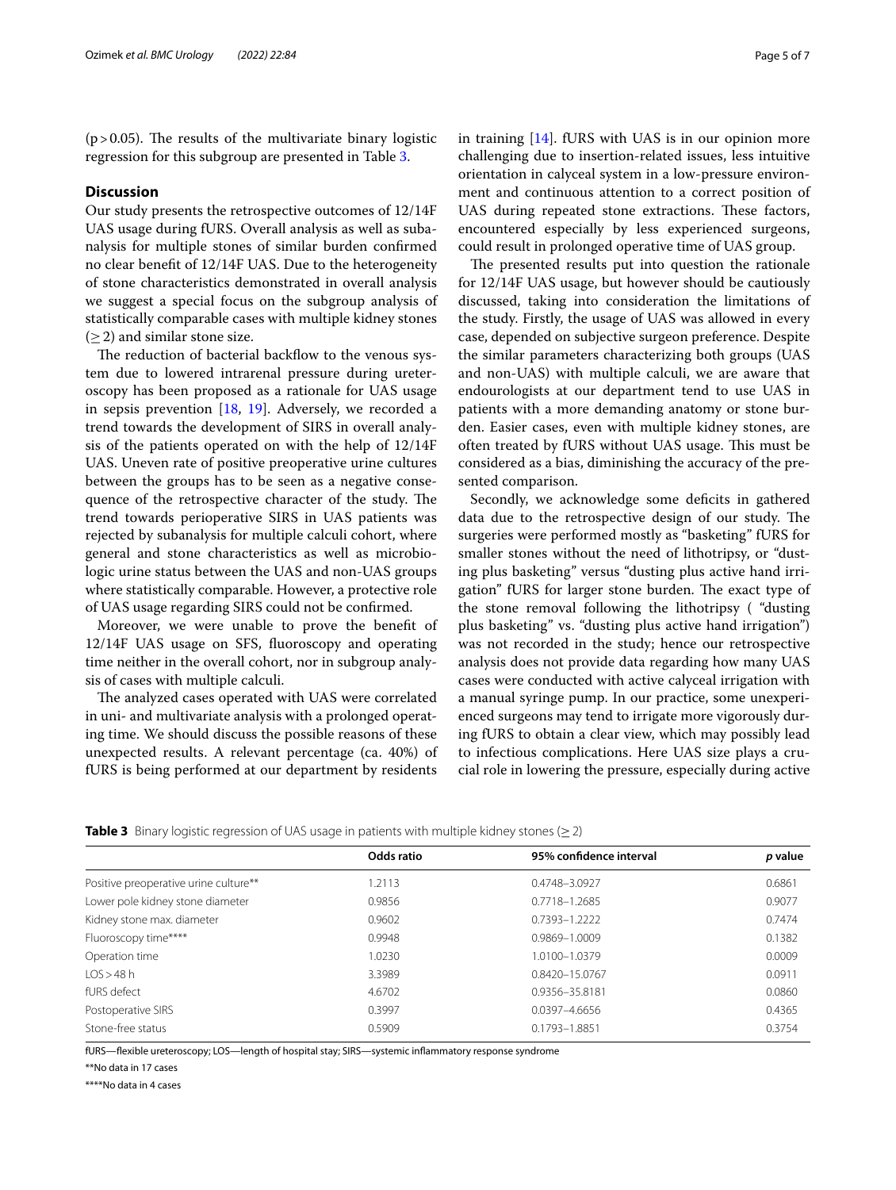($p > 0.05$). The results of the multivariate binary logistic regression for this subgroup are presented in Table 3.

## Discussion

Our study presents the retrospective outcomes of 12/14F UAS usage during fURS. Overall analysis as well as subanalysis for multiple stones of similar burden confirmed no clear benefit of 12/14F UAS. Due to the heterogeneity of stone characteristics demonstrated in overall analysis we suggest a special focus on the subgroup analysis of statistically comparable cases with multiple kidney stones ($\geq 2$) and similar stone size.

The reduction of bacterial backflow to the venous system due to lowered intrarenal pressure during ureteroscopy has been proposed as a rationale for UAS usage in sepsis prevention [18, 19]. Adversely, we recorded a trend towards the development of SIRS in overall analysis of the patients operated on with the help of 12/14F UAS. Uneven rate of positive preoperative urine cultures between the groups has to be seen as a negative consequence of the retrospective character of the study. The trend towards perioperative SIRS in UAS patients was rejected by subanalysis for multiple calculi cohort, where general and stone characteristics as well as microbiologic urine status between the UAS and non-UAS groups where statistically comparable. However, a protective role of UAS usage regarding SIRS could not be confirmed.

Moreover, we were unable to prove the benefit of 12/14F UAS usage on SFS, fluoroscopy and operating time neither in the overall cohort, nor in subgroup analysis of cases with multiple calculi.

The analyzed cases operated with UAS were correlated in uni- and multivariate analysis with a prolonged operating time. We should discuss the possible reasons of these unexpected results. A relevant percentage (ca. 40%) of fURS is being performed at our department by residents in training [14]. fURS with UAS is in our opinion more challenging due to insertion-related issues, less intuitive orientation in calyceal system in a low-pressure environment and continuous attention to a correct position of UAS during repeated stone extractions. These factors, encountered especially by less experienced surgeons, could result in prolonged operative time of UAS group.

The presented results put into question the rationale for 12/14F UAS usage, but however should be cautiously discussed, taking into consideration the limitations of the study. Firstly, the usage of UAS was allowed in every case, depended on subjective surgeon preference. Despite the similar parameters characterizing both groups (UAS and non-UAS) with multiple calculi, we are aware that endourologists at our department tend to use UAS in patients with a more demanding anatomy or stone burden. Easier cases, even with multiple kidney stones, are often treated by fURS without UAS usage. This must be considered as a bias, diminishing the accuracy of the presented comparison.

Secondly, we acknowledge some deficits in gathered data due to the retrospective design of our study. The surgeries were performed mostly as "basketing" fURS for smaller stones without the need of lithotripsy, or "dusting plus basketing" versus "dusting plus active hand irrigation" fURS for larger stone burden. The exact type of the stone removal following the lithotripsy ( "dusting plus basketing" vs. "dusting plus active hand irrigation") was not recorded in the study; hence our retrospective analysis does not provide data regarding how many UAS cases were conducted with active calyceal irrigation with a manual syringe pump. In our practice, some unexperienced surgeons may tend to irrigate more vigorously during fURS to obtain a clear view, which may possibly lead to infectious complications. Here UAS size plays a crucial role in lowering the pressure, especially during active

**Table 3** Binary logistic regression of UAS usage in patients with multiple kidney stones ($\geq 2$)

| | Odds ratio | 95% confidence interval | *p* value |
|---|---|---|---|
| Positive preoperative urine culture** | 1.2113 | 0.4748–3.0927 | 0.6861 |
| Lower pole kidney stone diameter | 0.9856 | 0.7718–1.2685 | 0.9077 |
| Kidney stone max. diameter | 0.9602 | 0.7393–1.2222 | 0.7474 |
| Fluoroscopy time**** | 0.9948 | 0.9869–1.0009 | 0.1382 |
| Operation time | 1.0230 | 1.0100–1.0379 | 0.0009 |
| LOS > 48 h | 3.3989 | 0.8420–15.0767 | 0.0911 |
| fURS defect | 4.6702 | 0.9356–35.8181 | 0.0860 |
| Postoperative SIRS | 0.3997 | 0.0397–4.6656 | 0.4365 |
| Stone-free status | 0.5909 | 0.1793–1.8851 | 0.3754 |

fURS—flexible ureteroscopy; LOS—length of hospital stay; SIRS—systemic inflammatory response syndrome

**No data in 17 cases

****No data in 4 cases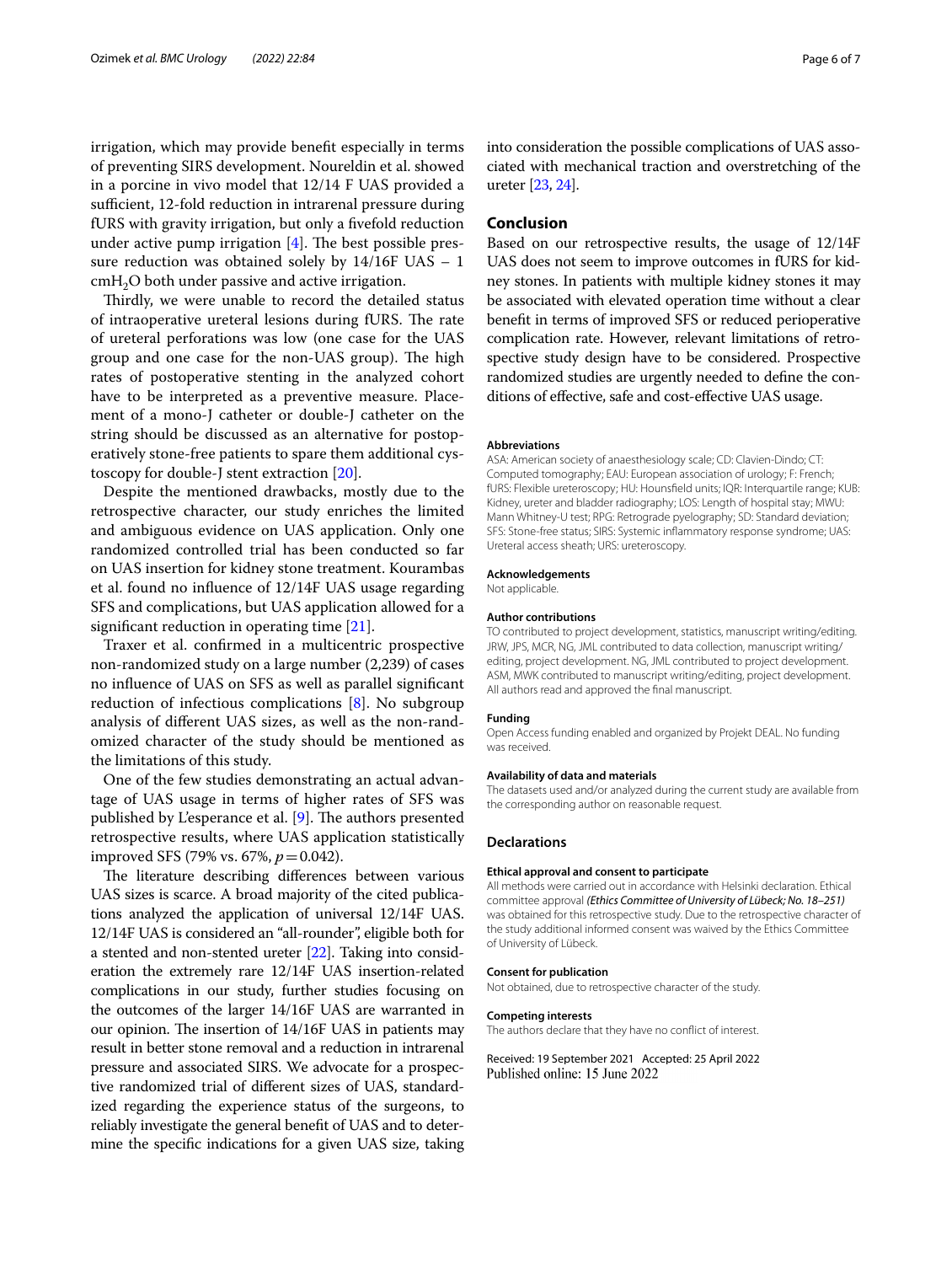irrigation, which may provide benefit especially in terms of preventing SIRS development. Noureldin et al. showed in a porcine in vivo model that 12/14 F UAS provided a sufficient, 12-fold reduction in intrarenal pressure during fURS with gravity irrigation, but only a fivefold reduction under active pump irrigation [4]. The best possible pressure reduction was obtained solely by 14/16F UAS – 1 $cmH_2O$ both under passive and active irrigation.

Thirdly, we were unable to record the detailed status of intraoperative ureteral lesions during fURS. The rate of ureteral perforations was low (one case for the UAS group and one case for the non-UAS group). The high rates of postoperative stenting in the analyzed cohort have to be interpreted as a preventive measure. Placement of a mono-J catheter or double-J catheter on the string should be discussed as an alternative for postoperatively stone-free patients to spare them additional cystoscopy for double-J stent extraction [20].

Despite the mentioned drawbacks, mostly due to the retrospective character, our study enriches the limited and ambiguous evidence on UAS application. Only one randomized controlled trial has been conducted so far on UAS insertion for kidney stone treatment. Kourambas et al. found no influence of 12/14F UAS usage regarding SFS and complications, but UAS application allowed for a significant reduction in operating time [21].

Traxer et al. confirmed in a multicentric prospective non-randomized study on a large number (2,239) of cases no influence of UAS on SFS as well as parallel significant reduction of infectious complications [8]. No subgroup analysis of different UAS sizes, as well as the non-randomized character of the study should be mentioned as the limitations of this study.

One of the few studies demonstrating an actual advantage of UAS usage in terms of higher rates of SFS was published by L'esperance et al. [9]. The authors presented retrospective results, where UAS application statistically improved SFS (79% vs. 67%, $p = 0.042$).

The literature describing differences between various UAS sizes is scarce. A broad majority of the cited publications analyzed the application of universal 12/14F UAS. 12/14F UAS is considered an "all-rounder", eligible both for a stented and non-stented ureter [22]. Taking into consideration the extremely rare 12/14F UAS insertion-related complications in our study, further studies focusing on the outcomes of the larger 14/16F UAS are warranted in our opinion. The insertion of 14/16F UAS in patients may result in better stone removal and a reduction in intrarenal pressure and associated SIRS. We advocate for a prospective randomized trial of different sizes of UAS, standardized regarding the experience status of the surgeons, to reliably investigate the general benefit of UAS and to determine the specific indications for a given UAS size, taking into consideration the possible complications of UAS associated with mechanical traction and overstretching of the ureter [23, 24].

## Conclusion

Based on our retrospective results, the usage of 12/14F UAS does not seem to improve outcomes in fURS for kidney stones. In patients with multiple kidney stones it may be associated with elevated operation time without a clear benefit in terms of improved SFS or reduced perioperative complication rate. However, relevant limitations of retrospective study design have to be considered. Prospective randomized studies are urgently needed to define the conditions of effective, safe and cost-effective UAS usage.

#### Abbreviations

ASA: American society of anaesthesiology scale; CD: Clavien-Dindo; CT: Computed tomography; EAU: European association of urology; F: French; fURS: Flexible ureteroscopy; HU: Hounsfield units; IQR: Interquartile range; KUB: Kidney, ureter and bladder radiography; LOS: Length of hospital stay; MWU: Mann Whitney-U test; RPG: Retrograde pyelography; SD: Standard deviation; SFS: Stone-free status; SIRS: Systemic inflammatory response syndrome; UAS: Ureteral access sheath; URS: ureteroscopy.

#### Acknowledgements

Not applicable.

#### Author contributions

TO contributed to project development, statistics, manuscript writing/editing. JRW, JPS, MCR, NG, JML contributed to data collection, manuscript writing/editing, project development. NG, JML contributed to project development. ASM, MWK contributed to manuscript writing/editing, project development. All authors read and approved the final manuscript.

#### Funding

Open Access funding enabled and organized by Projekt DEAL. No funding was received.

#### Availability of data and materials

The datasets used and/or analyzed during the current study are available from the corresponding author on reasonable request.

### Declarations

#### Ethical approval and consent to participate

All methods were carried out in accordance with Helsinki declaration. Ethical committee approval *(Ethics Committee of University of Lübeck; No. 18–251)* was obtained for this retrospective study. Due to the retrospective character of the study additional informed consent was waived by the Ethics Committee of University of Lübeck.

#### Consent for publication

Not obtained, due to retrospective character of the study.

#### Competing interests

The authors declare that they have no conflict of interest.

Received: 19 September 2021 Accepted: 25 April 2022
Published online: 15 June 2022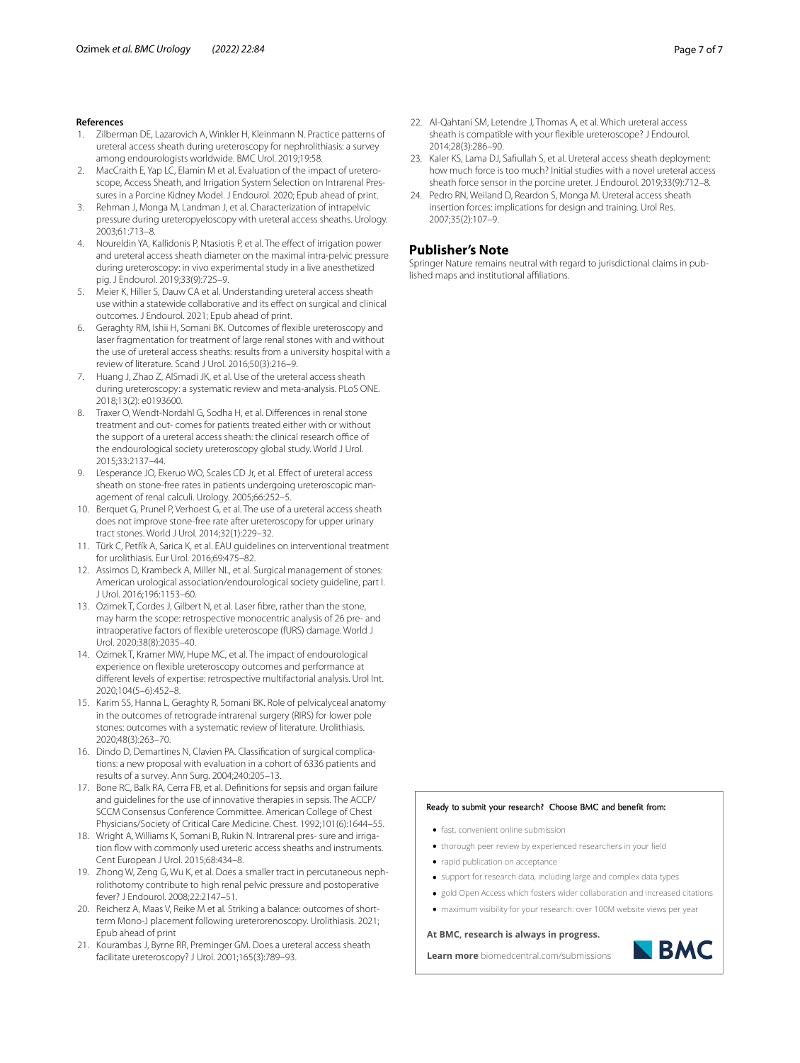### References

1. Zilberman DE, Lazarovich A, Winkler H, Kleinmann N. Practice patterns of ureteral access sheath during ureteroscopy for nephrolithiasis: a survey among endourologists worldwide. BMC Urol. 2019;19:58.
2. MacCraith E, Yap LC, Elamin M et al. Evaluation of the impact of ureteroscope, Access Sheath, and Irrigation System Selection on Intrarenal Pressures in a Porcine Kidney Model. J Endourol. 2020; Epub ahead of print.
3. Rehman J, Monga M, Landman J, et al. Characterization of intrapelvic pressure during ureteropyeloscopy with ureteral access sheaths. Urology. 2003;61:713–8.
4. Noureldin YA, Kallidonis P, Ntasiotis P, et al. The effect of irrigation power and ureteral access sheath diameter on the maximal intra-pelvic pressure during ureteroscopy: in vivo experimental study in a live anesthetized pig. J Endourol. 2019;33(9):725–9.
5. Meier K, Hiller S, Dauw CA et al. Understanding ureteral access sheath use within a statewide collaborative and its effect on surgical and clinical outcomes. J Endourol. 2021; Epub ahead of print.
6. Geraghty RM, Ishii H, Somani BK. Outcomes of flexible ureteroscopy and laser fragmentation for treatment of large renal stones with and without the use of ureteral access sheaths: results from a university hospital with a review of literature. Scand J Urol. 2016;50(3):216–9.
7. Huang J, Zhao Z, AlSmadi JK, et al. Use of the ureteral access sheath during ureteroscopy: a systematic review and meta-analysis. PLoS ONE. 2018;13(2): e0193600.
8. Traxer O, Wendt-Nordahl G, Sodha H, et al. Differences in renal stone treatment and out- comes for patients treated either with or without the support of a ureteral access sheath: the clinical research office of the endourological society ureteroscopy global study. World J Urol. 2015;33:2137–44.
9. L'esperance JO, Ekeruo WO, Scales CD Jr, et al. Effect of ureteral access sheath on stone-free rates in patients undergoing ureteroscopic management of renal calculi. Urology. 2005;66:252–5.
10. Berquet G, Prunel P, Verhoest G, et al. The use of a ureteral access sheath does not improve stone-free rate after ureteroscopy for upper urinary tract stones. World J Urol. 2014;32(1):229–32.
11. Türk C, Petřík A, Sarica K, et al. EAU guidelines on interventional treatment for urolithiasis. Eur Urol. 2016;69:475–82.
12. Assimos D, Krambeck A, Miller NL, et al. Surgical management of stones: American urological association/endourological society guideline, part I. J Urol. 2016;196:1153–60.
13. Ozimek T, Cordes J, Gilbert N, et al. Laser fibre, rather than the stone, may harm the scope: retrospective monocentric analysis of 26 pre- and intraoperative factors of flexible ureteroscope (fURS) damage. World J Urol. 2020;38(8):2035–40.
14. Ozimek T, Kramer MW, Hupe MC, et al. The impact of endourological experience on flexible ureteroscopy outcomes and performance at different levels of expertise: retrospective multifactorial analysis. Urol Int. 2020;104(5–6):452–8.
15. Karim SS, Hanna L, Geraghty R, Somani BK. Role of pelvicalyceal anatomy in the outcomes of retrograde intrarenal surgery (RIRS) for lower pole stones: outcomes with a systematic review of literature. Urolithiasis. 2020;48(3):263–70.
16. Dindo D, Demartines N, Clavien PA. Classification of surgical complications: a new proposal with evaluation in a cohort of 6336 patients and results of a survey. Ann Surg. 2004;240:205–13.
17. Bone RC, Balk RA, Cerra FB, et al. Definitions for sepsis and organ failure and guidelines for the use of innovative therapies in sepsis. The ACCP/SCCM Consensus Conference Committee. American College of Chest Physicians/Society of Critical Care Medicine. Chest. 1992;101(6):1644–55.
18. Wright A, Williams K, Somani B, Rukin N. Intrarenal pres- sure and irrigation flow with commonly used ureteric access sheaths and instruments. Cent European J Urol. 2015;68:434–8.
19. Zhong W, Zeng G, Wu K, et al. Does a smaller tract in percutaneous nephrolithotomy contribute to high renal pelvic pressure and postoperative fever? J Endourol. 2008;22:2147–51.
20. Reicherz A, Maas V, Reike M et al. Striking a balance: outcomes of short-term Mono-J placement following ureterorenoscopy. Urolithiasis. 2021; Epub ahead of print
21. Kourambas J, Byrne RR, Preminger GM. Does a ureteral access sheath facilitate ureteroscopy? J Urol. 2001;165(3):789–93.
22. Al-Qahtani SM, Letendre J, Thomas A, et al. Which ureteral access sheath is compatible with your flexible ureteroscope? J Endourol. 2014;28(3):286–90.
23. Kaler KS, Lama DJ, Safiullah S, et al. Ureteral access sheath deployment: how much force is too much? Initial studies with a novel ureteral access sheath force sensor in the porcine ureter. J Endourol. 2019;33(9):712–8.
24. Pedro RN, Weiland D, Reardon S, Monga M. Ureteral access sheath insertion forces: implications for design and training. Urol Res. 2007;35(2):107–9.

## Publisher's Note

Springer Nature remains neutral with regard to jurisdictional claims in published maps and institutional affiliations.

Ready to submit your research? Choose BMC and benefit from:

- fast, convenient online submission
- thorough peer review by experienced researchers in your field
- rapid publication on acceptance
- support for research data, including large and complex data types
- gold Open Access which fosters wider collaboration and increased citations
- maximum visibility for your research: over 100M website views per year

**At BMC, research is always in progress.**

**Learn more** biomedcentral.com/submissions

BMC